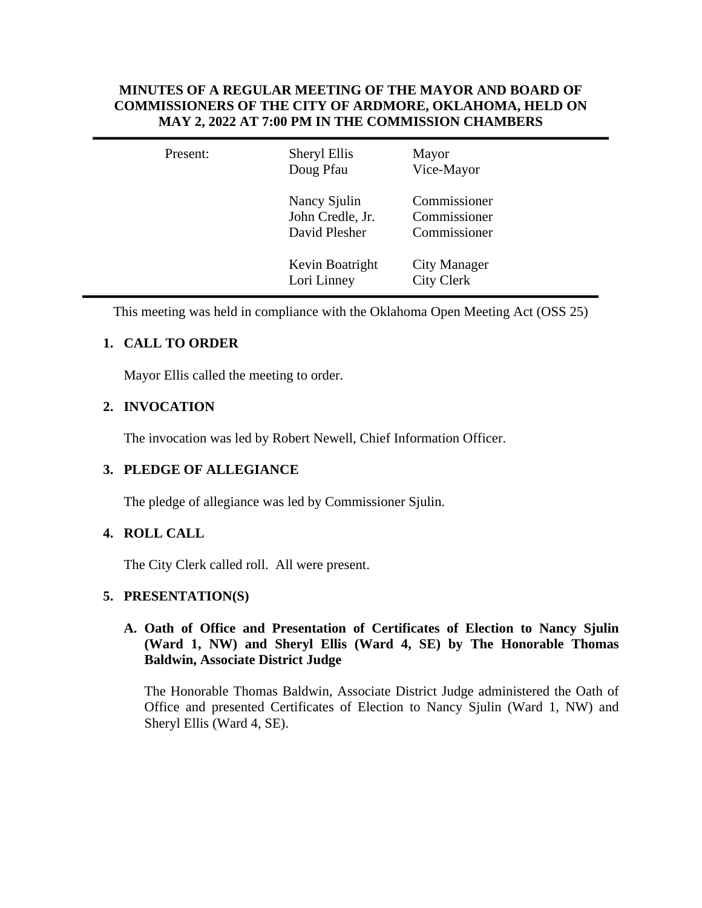# MINUTES OF A REGULAR MEETING OF THE MAYOR AND BOARD OF COMMISSIONERS OF THE CITY OF ARDMORE, OKLAHOMA, HELD ON MAY 2, 2022 AT 7:00 PM IN THE COMMISSION CHAMBERS

| Present: | Sheryl Ellis | Mayor |
|---|---|---|
| | Doug Pfau | Vice-Mayor |
| | Nancy Sjulin | Commissioner |
| | John Credle, Jr. | Commissioner |
| | David Plesher | Commissioner |
| | Kevin Boatright | City Manager |
| | Lori Linney | City Clerk |

This meeting was held in compliance with the Oklahoma Open Meeting Act (OSS 25)

## 1. CALL TO ORDER

Mayor Ellis called the meeting to order.

## 2. INVOCATION

The invocation was led by Robert Newell, Chief Information Officer.

## 3. PLEDGE OF ALLEGIANCE

The pledge of allegiance was led by Commissioner Sjulin.

## 4. ROLL CALL

The City Clerk called roll. All were present.

## 5. PRESENTATION(S)

### A. Oath of Office and Presentation of Certificates of Election to Nancy Sjulin (Ward 1, NW) and Sheryl Ellis (Ward 4, SE) by The Honorable Thomas Baldwin, Associate District Judge

The Honorable Thomas Baldwin, Associate District Judge administered the Oath of Office and presented Certificates of Election to Nancy Sjulin (Ward 1, NW) and Sheryl Ellis (Ward 4, SE).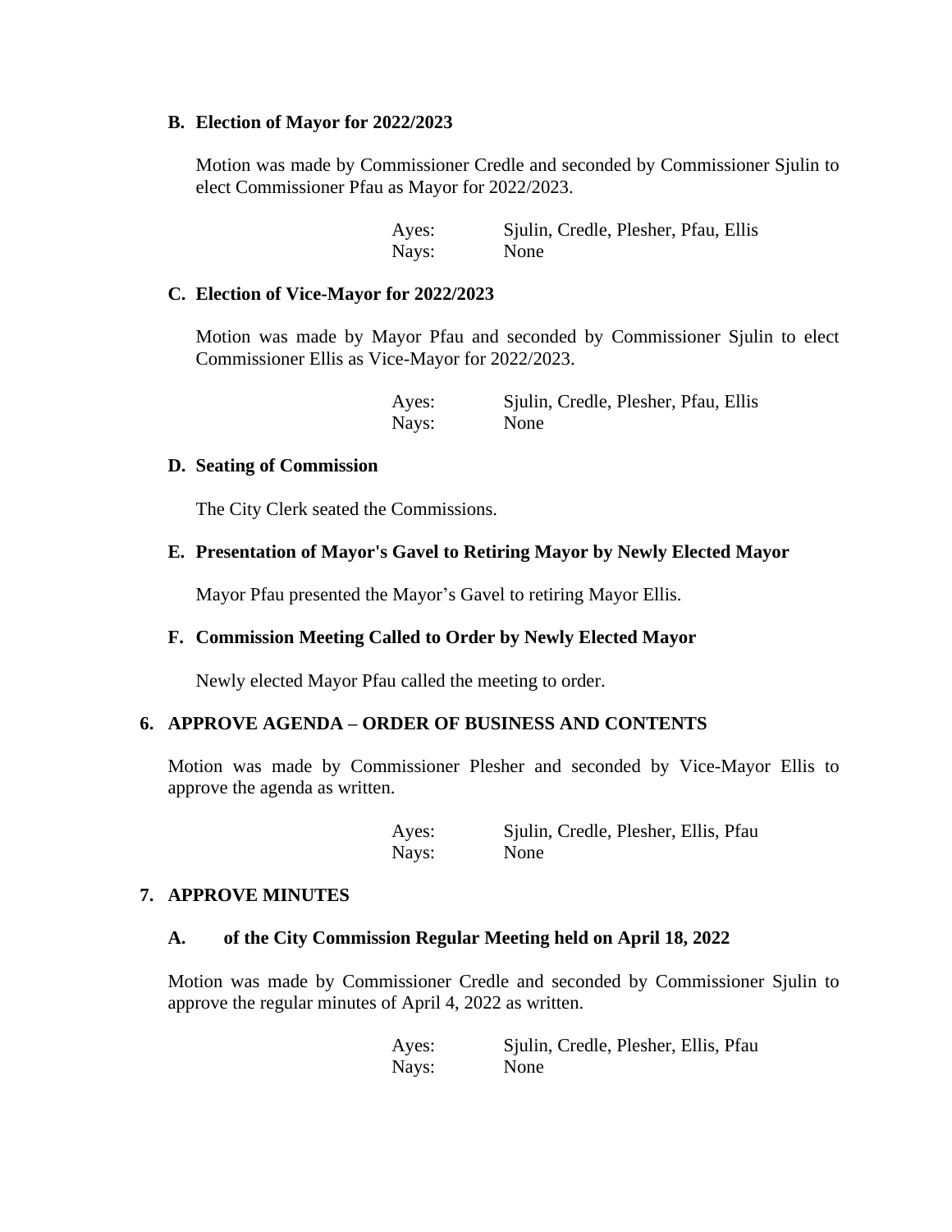### B. Election of Mayor for 2022/2023

Motion was made by Commissioner Credle and seconded by Commissioner Sjulin to elect Commissioner Pfau as Mayor for 2022/2023.

| | |
|---|---|
| Ayes: | Sjulin, Credle, Plesher, Pfau, Ellis |
| Nays: | None |

### C. Election of Vice-Mayor for 2022/2023

Motion was made by Mayor Pfau and seconded by Commissioner Sjulin to elect Commissioner Ellis as Vice-Mayor for 2022/2023.

| | |
|---|---|
| Ayes: | Sjulin, Credle, Plesher, Pfau, Ellis |
| Nays: | None |

### D. Seating of Commission

The City Clerk seated the Commissions.

### E. Presentation of Mayor's Gavel to Retiring Mayor by Newly Elected Mayor

Mayor Pfau presented the Mayor's Gavel to retiring Mayor Ellis.

### F. Commission Meeting Called to Order by Newly Elected Mayor

Newly elected Mayor Pfau called the meeting to order.

## 6. APPROVE AGENDA – ORDER OF BUSINESS AND CONTENTS

Motion was made by Commissioner Plesher and seconded by Vice-Mayor Ellis to approve the agenda as written.

| | |
|---|---|
| Ayes: | Sjulin, Credle, Plesher, Ellis, Pfau |
| Nays: | None |

## 7. APPROVE MINUTES

### A. of the City Commission Regular Meeting held on April 18, 2022

Motion was made by Commissioner Credle and seconded by Commissioner Sjulin to approve the regular minutes of April 4, 2022 as written.

| | |
|---|---|
| Ayes: | Sjulin, Credle, Plesher, Ellis, Pfau |
| Nays: | None |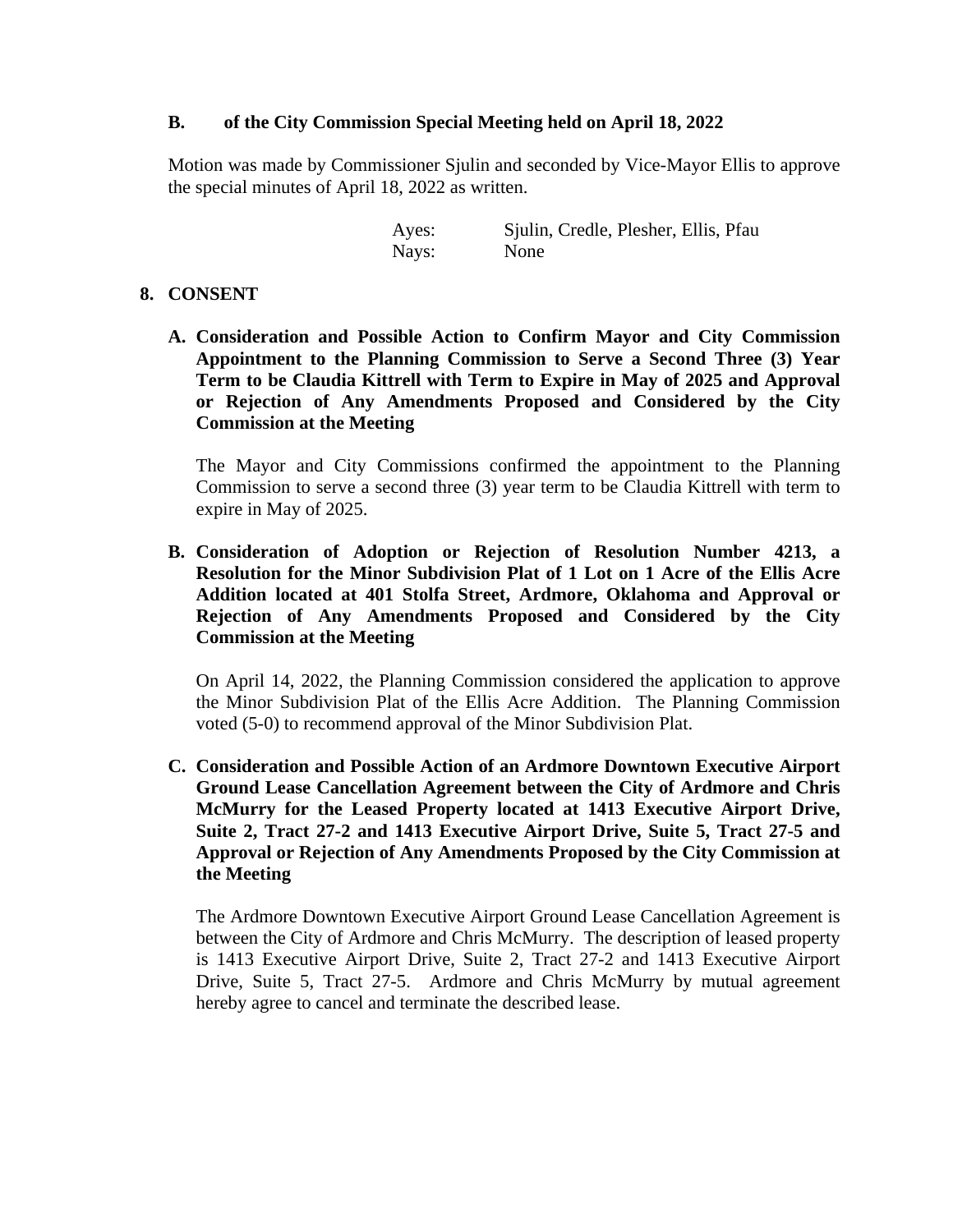**B. of the City Commission Special Meeting held on April 18, 2022**

Motion was made by Commissioner Sjulin and seconded by Vice-Mayor Ellis to approve the special minutes of April 18, 2022 as written.

| | |
|---|---|
| Ayes: | Sjulin, Credle, Plesher, Ellis, Pfau |
| Nays: | None |

**8. CONSENT**

**A. Consideration and Possible Action to Confirm Mayor and City Commission Appointment to the Planning Commission to Serve a Second Three (3) Year Term to be Claudia Kittrell with Term to Expire in May of 2025 and Approval or Rejection of Any Amendments Proposed and Considered by the City Commission at the Meeting**

The Mayor and City Commissions confirmed the appointment to the Planning Commission to serve a second three (3) year term to be Claudia Kittrell with term to expire in May of 2025.

**B. Consideration of Adoption or Rejection of Resolution Number 4213, a Resolution for the Minor Subdivision Plat of 1 Lot on 1 Acre of the Ellis Acre Addition located at 401 Stolfa Street, Ardmore, Oklahoma and Approval or Rejection of Any Amendments Proposed and Considered by the City Commission at the Meeting**

On April 14, 2022, the Planning Commission considered the application to approve the Minor Subdivision Plat of the Ellis Acre Addition. The Planning Commission voted (5-0) to recommend approval of the Minor Subdivision Plat.

**C. Consideration and Possible Action of an Ardmore Downtown Executive Airport Ground Lease Cancellation Agreement between the City of Ardmore and Chris McMurry for the Leased Property located at 1413 Executive Airport Drive, Suite 2, Tract 27-2 and 1413 Executive Airport Drive, Suite 5, Tract 27-5 and Approval or Rejection of Any Amendments Proposed by the City Commission at the Meeting**

The Ardmore Downtown Executive Airport Ground Lease Cancellation Agreement is between the City of Ardmore and Chris McMurry. The description of leased property is 1413 Executive Airport Drive, Suite 2, Tract 27-2 and 1413 Executive Airport Drive, Suite 5, Tract 27-5. Ardmore and Chris McMurry by mutual agreement hereby agree to cancel and terminate the described lease.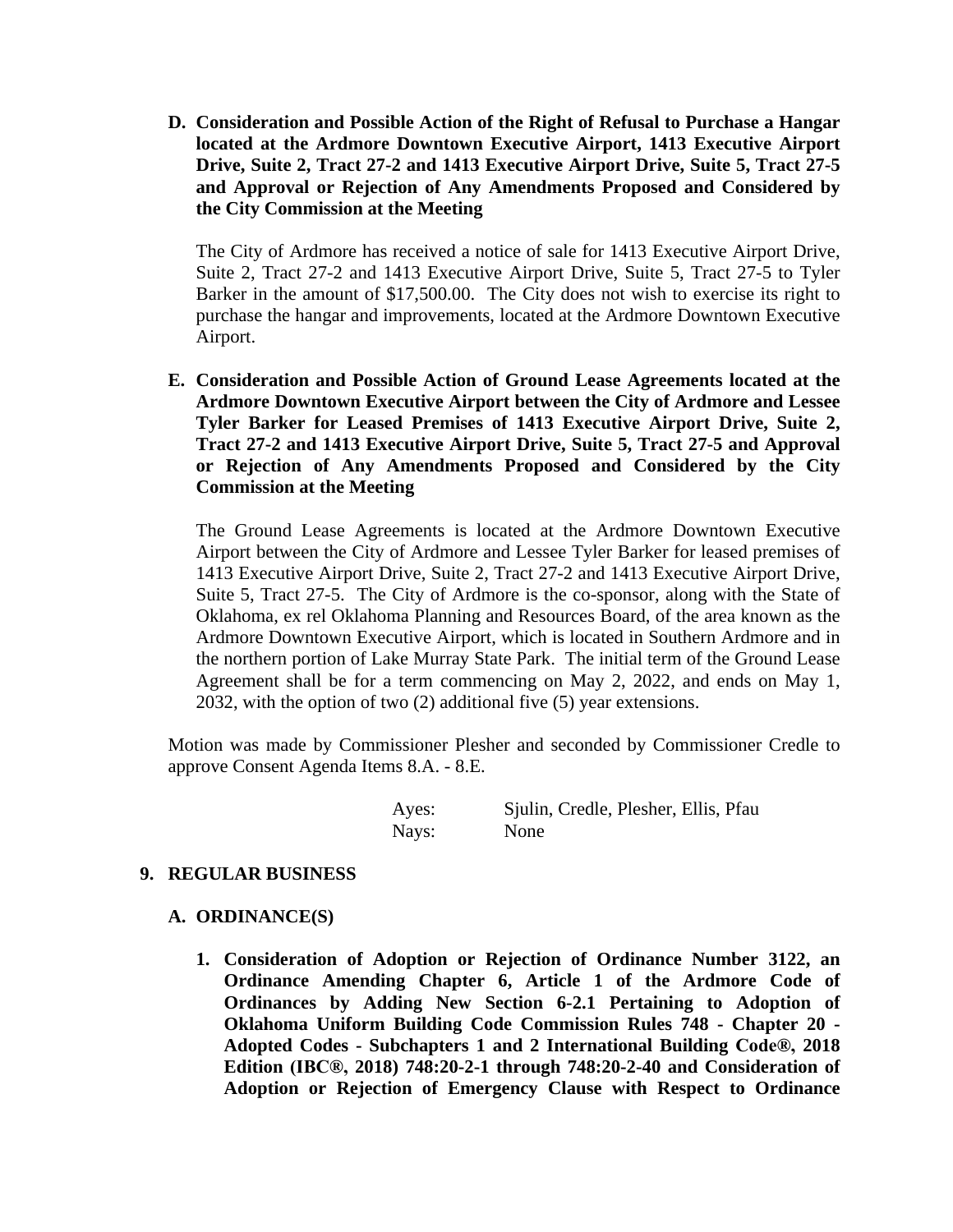**D. Consideration and Possible Action of the Right of Refusal to Purchase a Hangar located at the Ardmore Downtown Executive Airport, 1413 Executive Airport Drive, Suite 2, Tract 27-2 and 1413 Executive Airport Drive, Suite 5, Tract 27-5 and Approval or Rejection of Any Amendments Proposed and Considered by the City Commission at the Meeting**

The City of Ardmore has received a notice of sale for 1413 Executive Airport Drive, Suite 2, Tract 27-2 and 1413 Executive Airport Drive, Suite 5, Tract 27-5 to Tyler Barker in the amount of $17,500.00. The City does not wish to exercise its right to purchase the hangar and improvements, located at the Ardmore Downtown Executive Airport.

**E. Consideration and Possible Action of Ground Lease Agreements located at the Ardmore Downtown Executive Airport between the City of Ardmore and Lessee Tyler Barker for Leased Premises of 1413 Executive Airport Drive, Suite 2, Tract 27-2 and 1413 Executive Airport Drive, Suite 5, Tract 27-5 and Approval or Rejection of Any Amendments Proposed and Considered by the City Commission at the Meeting**

The Ground Lease Agreements is located at the Ardmore Downtown Executive Airport between the City of Ardmore and Lessee Tyler Barker for leased premises of 1413 Executive Airport Drive, Suite 2, Tract 27-2 and 1413 Executive Airport Drive, Suite 5, Tract 27-5. The City of Ardmore is the co-sponsor, along with the State of Oklahoma, ex rel Oklahoma Planning and Resources Board, of the area known as the Ardmore Downtown Executive Airport, which is located in Southern Ardmore and in the northern portion of Lake Murray State Park. The initial term of the Ground Lease Agreement shall be for a term commencing on May 2, 2022, and ends on May 1, 2032, with the option of two (2) additional five (5) year extensions.

Motion was made by Commissioner Plesher and seconded by Commissioner Credle to approve Consent Agenda Items 8.A. - 8.E.

Ayes: Sjulin, Credle, Plesher, Ellis, Pfau
Nays: None

## 9. REGULAR BUSINESS

### A. ORDINANCE(S)

**1. Consideration of Adoption or Rejection of Ordinance Number 3122, an Ordinance Amending Chapter 6, Article 1 of the Ardmore Code of Ordinances by Adding New Section 6-2.1 Pertaining to Adoption of Oklahoma Uniform Building Code Commission Rules 748 - Chapter 20 - Adopted Codes - Subchapters 1 and 2 International Building Code®, 2018 Edition (IBC®, 2018) 748:20-2-1 through 748:20-2-40 and Consideration of Adoption or Rejection of Emergency Clause with Respect to Ordinance**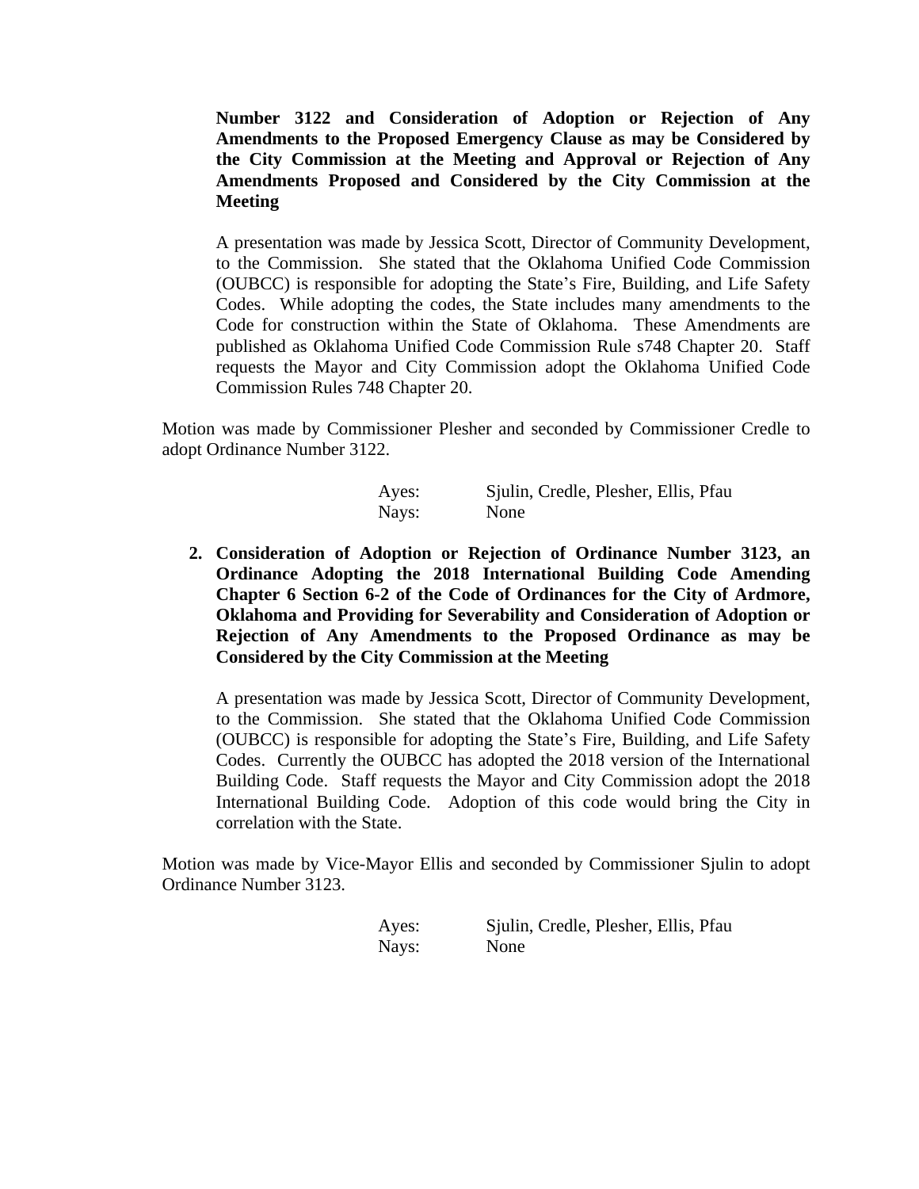**Number 3122 and Consideration of Adoption or Rejection of Any Amendments to the Proposed Emergency Clause as may be Considered by the City Commission at the Meeting and Approval or Rejection of Any Amendments Proposed and Considered by the City Commission at the Meeting**

A presentation was made by Jessica Scott, Director of Community Development, to the Commission. She stated that the Oklahoma Unified Code Commission (OUBCC) is responsible for adopting the State's Fire, Building, and Life Safety Codes. While adopting the codes, the State includes many amendments to the Code for construction within the State of Oklahoma. These Amendments are published as Oklahoma Unified Code Commission Rule s748 Chapter 20. Staff requests the Mayor and City Commission adopt the Oklahoma Unified Code Commission Rules 748 Chapter 20.

Motion was made by Commissioner Plesher and seconded by Commissioner Credle to adopt Ordinance Number 3122.

| | |
|---|---|
| Ayes: | Sjulin, Credle, Plesher, Ellis, Pfau |
| Nays: | None |

2. **Consideration of Adoption or Rejection of Ordinance Number 3123, an Ordinance Adopting the 2018 International Building Code Amending Chapter 6 Section 6-2 of the Code of Ordinances for the City of Ardmore, Oklahoma and Providing for Severability and Consideration of Adoption or Rejection of Any Amendments to the Proposed Ordinance as may be Considered by the City Commission at the Meeting**

A presentation was made by Jessica Scott, Director of Community Development, to the Commission. She stated that the Oklahoma Unified Code Commission (OUBCC) is responsible for adopting the State's Fire, Building, and Life Safety Codes. Currently the OUBCC has adopted the 2018 version of the International Building Code. Staff requests the Mayor and City Commission adopt the 2018 International Building Code. Adoption of this code would bring the City in correlation with the State.

Motion was made by Vice-Mayor Ellis and seconded by Commissioner Sjulin to adopt Ordinance Number 3123.

| | |
|---|---|
| Ayes: | Sjulin, Credle, Plesher, Ellis, Pfau |
| Nays: | None |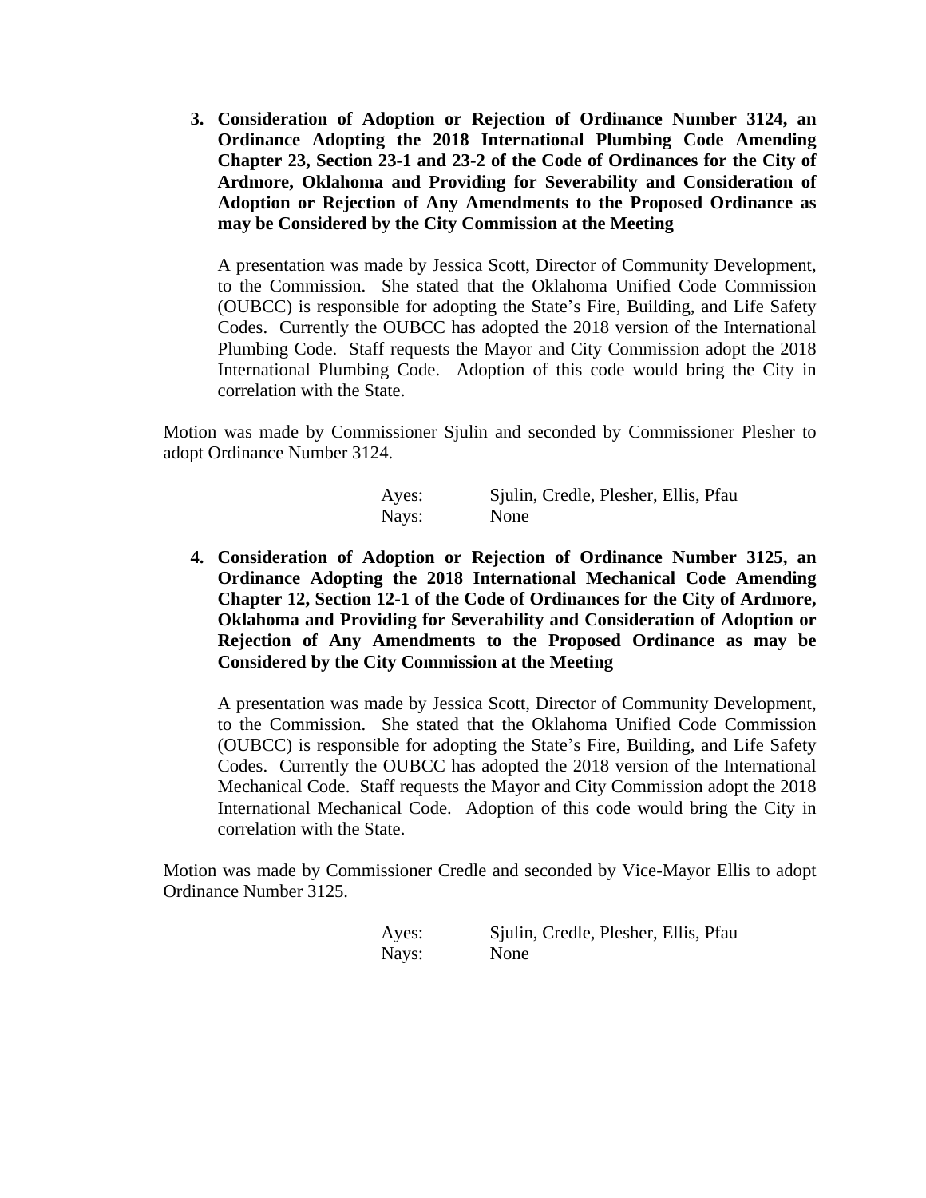3. **Consideration of Adoption or Rejection of Ordinance Number 3124, an Ordinance Adopting the 2018 International Plumbing Code Amending Chapter 23, Section 23-1 and 23-2 of the Code of Ordinances for the City of Ardmore, Oklahoma and Providing for Severability and Consideration of Adoption or Rejection of Any Amendments to the Proposed Ordinance as may be Considered by the City Commission at the Meeting**

   A presentation was made by Jessica Scott, Director of Community Development, to the Commission. She stated that the Oklahoma Unified Code Commission (OUBCC) is responsible for adopting the State's Fire, Building, and Life Safety Codes. Currently the OUBCC has adopted the 2018 version of the International Plumbing Code. Staff requests the Mayor and City Commission adopt the 2018 International Plumbing Code. Adoption of this code would bring the City in correlation with the State.

Motion was made by Commissioner Sjulin and seconded by Commissioner Plesher to adopt Ordinance Number 3124.

| | |
|---|---|
| Ayes: | Sjulin, Credle, Plesher, Ellis, Pfau |
| Nays: | None |

4. **Consideration of Adoption or Rejection of Ordinance Number 3125, an Ordinance Adopting the 2018 International Mechanical Code Amending Chapter 12, Section 12-1 of the Code of Ordinances for the City of Ardmore, Oklahoma and Providing for Severability and Consideration of Adoption or Rejection of Any Amendments to the Proposed Ordinance as may be Considered by the City Commission at the Meeting**

   A presentation was made by Jessica Scott, Director of Community Development, to the Commission. She stated that the Oklahoma Unified Code Commission (OUBCC) is responsible for adopting the State's Fire, Building, and Life Safety Codes. Currently the OUBCC has adopted the 2018 version of the International Mechanical Code. Staff requests the Mayor and City Commission adopt the 2018 International Mechanical Code. Adoption of this code would bring the City in correlation with the State.

Motion was made by Commissioner Credle and seconded by Vice-Mayor Ellis to adopt Ordinance Number 3125.

| | |
|---|---|
| Ayes: | Sjulin, Credle, Plesher, Ellis, Pfau |
| Nays: | None |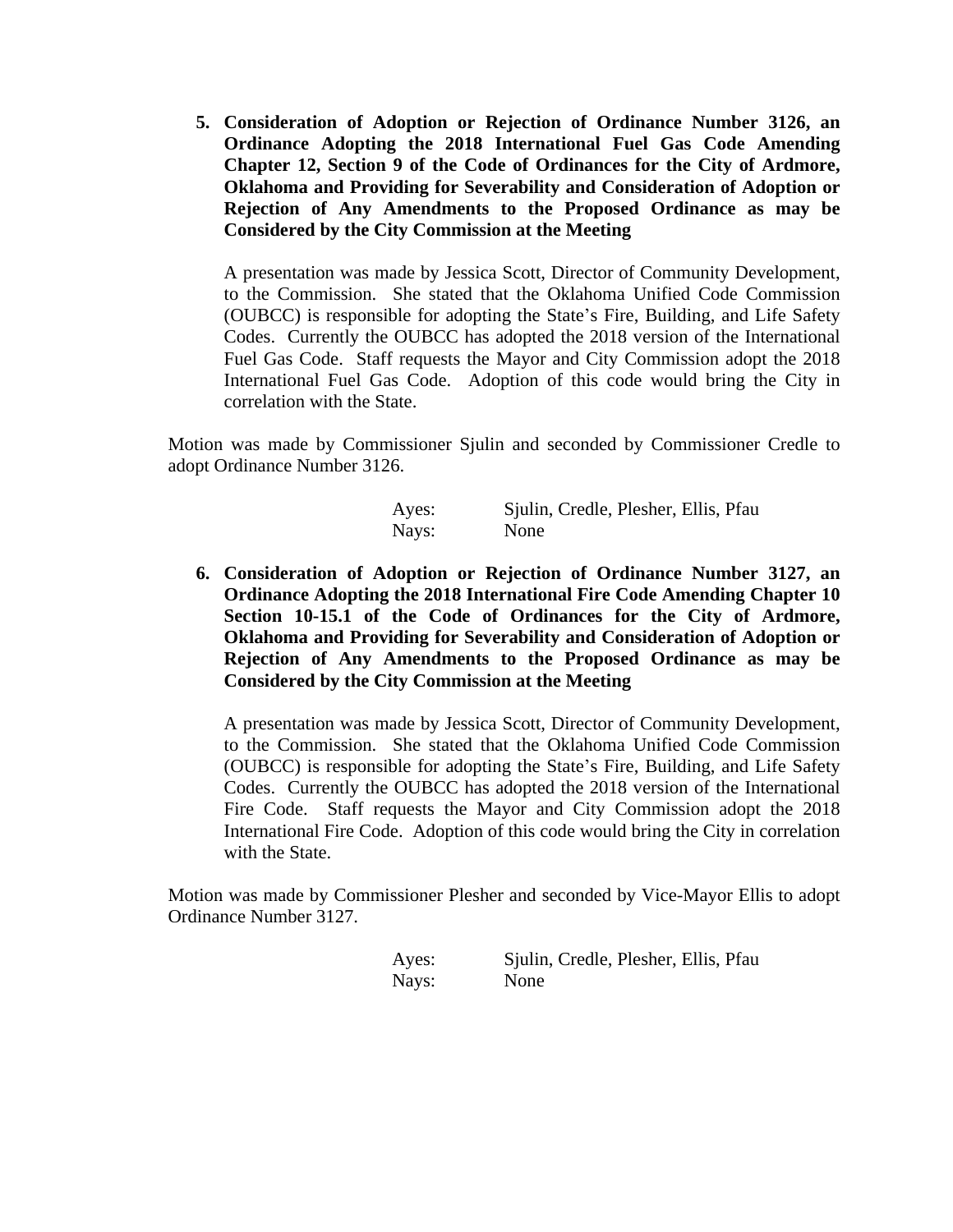5. **Consideration of Adoption or Rejection of Ordinance Number 3126, an Ordinance Adopting the 2018 International Fuel Gas Code Amending Chapter 12, Section 9 of the Code of Ordinances for the City of Ardmore, Oklahoma and Providing for Severability and Consideration of Adoption or Rejection of Any Amendments to the Proposed Ordinance as may be Considered by the City Commission at the Meeting**

   A presentation was made by Jessica Scott, Director of Community Development, to the Commission. She stated that the Oklahoma Unified Code Commission (OUBCC) is responsible for adopting the State's Fire, Building, and Life Safety Codes. Currently the OUBCC has adopted the 2018 version of the International Fuel Gas Code. Staff requests the Mayor and City Commission adopt the 2018 International Fuel Gas Code. Adoption of this code would bring the City in correlation with the State.

Motion was made by Commissioner Sjulin and seconded by Commissioner Credle to adopt Ordinance Number 3126.

| | |
|---|---|
| Ayes: | Sjulin, Credle, Plesher, Ellis, Pfau |
| Nays: | None |

6. **Consideration of Adoption or Rejection of Ordinance Number 3127, an Ordinance Adopting the 2018 International Fire Code Amending Chapter 10 Section 10-15.1 of the Code of Ordinances for the City of Ardmore, Oklahoma and Providing for Severability and Consideration of Adoption or Rejection of Any Amendments to the Proposed Ordinance as may be Considered by the City Commission at the Meeting**

   A presentation was made by Jessica Scott, Director of Community Development, to the Commission. She stated that the Oklahoma Unified Code Commission (OUBCC) is responsible for adopting the State's Fire, Building, and Life Safety Codes. Currently the OUBCC has adopted the 2018 version of the International Fire Code. Staff requests the Mayor and City Commission adopt the 2018 International Fire Code. Adoption of this code would bring the City in correlation with the State.

Motion was made by Commissioner Plesher and seconded by Vice-Mayor Ellis to adopt Ordinance Number 3127.

| | |
|---|---|
| Ayes: | Sjulin, Credle, Plesher, Ellis, Pfau |
| Nays: | None |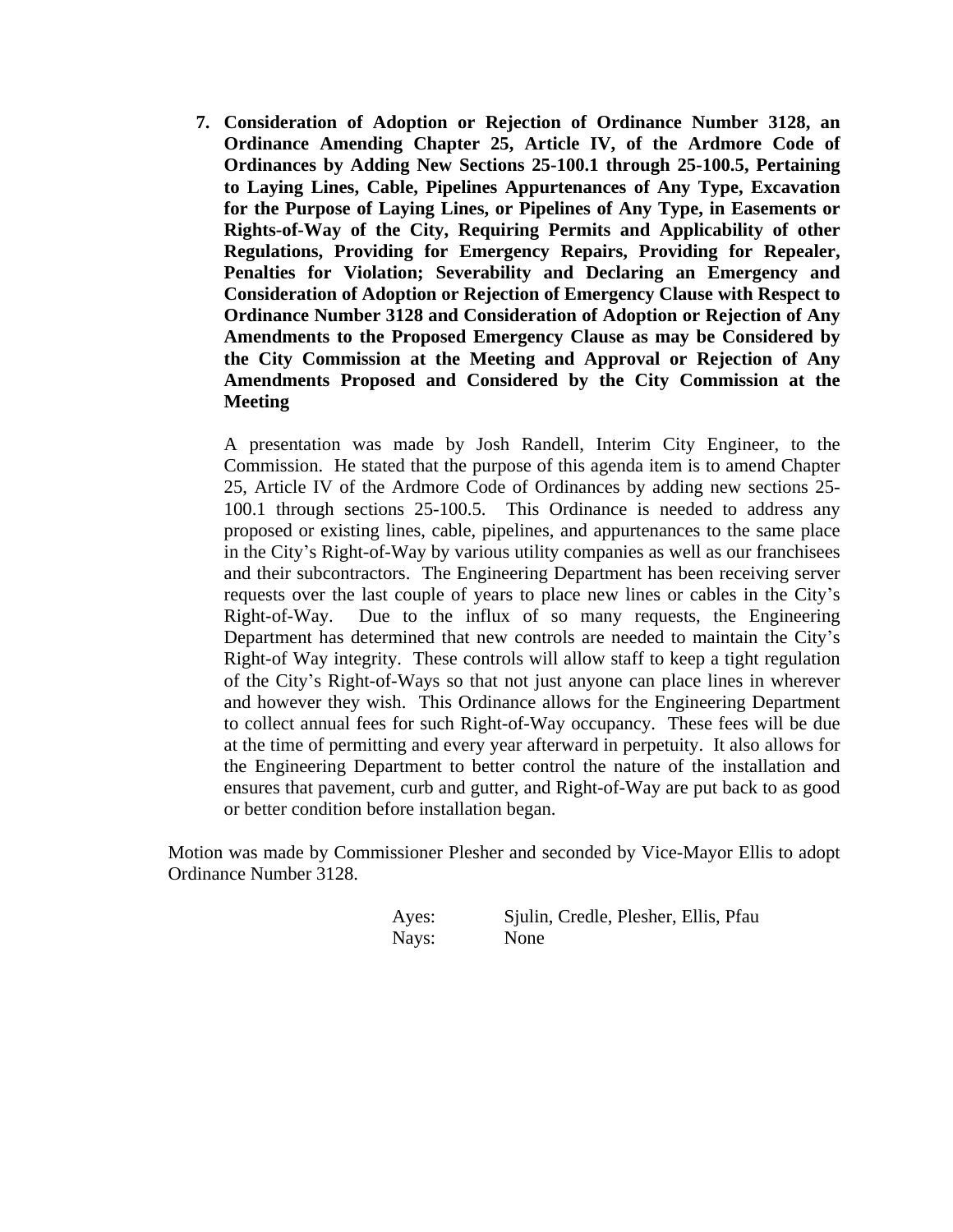7. **Consideration of Adoption or Rejection of Ordinance Number 3128, an Ordinance Amending Chapter 25, Article IV, of the Ardmore Code of Ordinances by Adding New Sections 25-100.1 through 25-100.5, Pertaining to Laying Lines, Cable, Pipelines Appurtenances of Any Type, Excavation for the Purpose of Laying Lines, or Pipelines of Any Type, in Easements or Rights-of-Way of the City, Requiring Permits and Applicability of other Regulations, Providing for Emergency Repairs, Providing for Repealer, Penalties for Violation; Severability and Declaring an Emergency and Consideration of Adoption or Rejection of Emergency Clause with Respect to Ordinance Number 3128 and Consideration of Adoption or Rejection of Any Amendments to the Proposed Emergency Clause as may be Considered by the City Commission at the Meeting and Approval or Rejection of Any Amendments Proposed and Considered by the City Commission at the Meeting**

   A presentation was made by Josh Randell, Interim City Engineer, to the Commission. He stated that the purpose of this agenda item is to amend Chapter 25, Article IV of the Ardmore Code of Ordinances by adding new sections 25-100.1 through sections 25-100.5. This Ordinance is needed to address any proposed or existing lines, cable, pipelines, and appurtenances to the same place in the City's Right-of-Way by various utility companies as well as our franchisees and their subcontractors. The Engineering Department has been receiving server requests over the last couple of years to place new lines or cables in the City's Right-of-Way. Due to the influx of so many requests, the Engineering Department has determined that new controls are needed to maintain the City's Right-of Way integrity. These controls will allow staff to keep a tight regulation of the City's Right-of-Ways so that not just anyone can place lines in wherever and however they wish. This Ordinance allows for the Engineering Department to collect annual fees for such Right-of-Way occupancy. These fees will be due at the time of permitting and every year afterward in perpetuity. It also allows for the Engineering Department to better control the nature of the installation and ensures that pavement, curb and gutter, and Right-of-Way are put back to as good or better condition before installation began.

Motion was made by Commissioner Plesher and seconded by Vice-Mayor Ellis to adopt Ordinance Number 3128.

Ayes: Sjulin, Credle, Plesher, Ellis, Pfau
Nays: None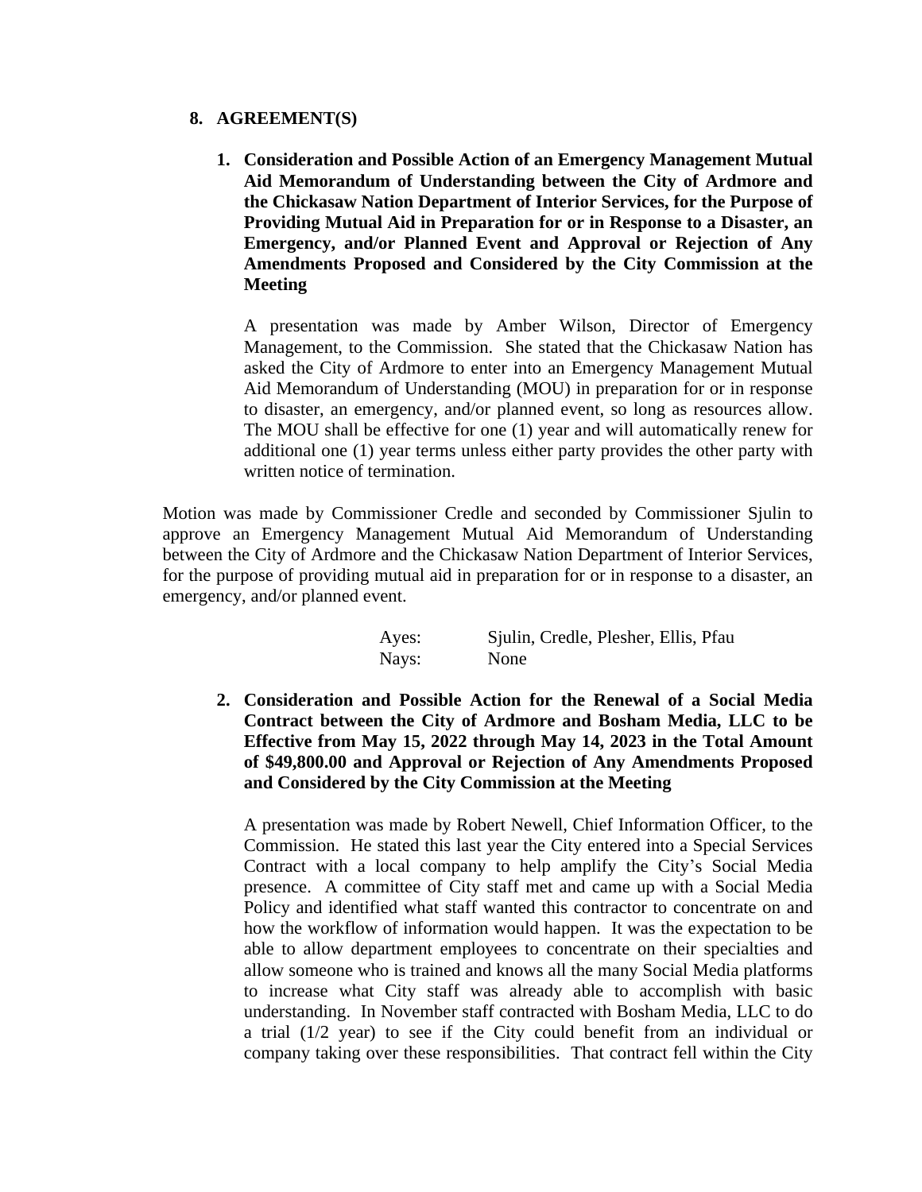## 8. AGREEMENT(S)

1. **Consideration and Possible Action of an Emergency Management Mutual Aid Memorandum of Understanding between the City of Ardmore and the Chickasaw Nation Department of Interior Services, for the Purpose of Providing Mutual Aid in Preparation for or in Response to a Disaster, an Emergency, and/or Planned Event and Approval or Rejection of Any Amendments Proposed and Considered by the City Commission at the Meeting**

   A presentation was made by Amber Wilson, Director of Emergency Management, to the Commission. She stated that the Chickasaw Nation has asked the City of Ardmore to enter into an Emergency Management Mutual Aid Memorandum of Understanding (MOU) in preparation for or in response to disaster, an emergency, and/or planned event, so long as resources allow. The MOU shall be effective for one (1) year and will automatically renew for additional one (1) year terms unless either party provides the other party with written notice of termination.

Motion was made by Commissioner Credle and seconded by Commissioner Sjulin to approve an Emergency Management Mutual Aid Memorandum of Understanding between the City of Ardmore and the Chickasaw Nation Department of Interior Services, for the purpose of providing mutual aid in preparation for or in response to a disaster, an emergency, and/or planned event.

| | |
|---|---|
| Ayes: | Sjulin, Credle, Plesher, Ellis, Pfau |
| Nays: | None |

2. **Consideration and Possible Action for the Renewal of a Social Media Contract between the City of Ardmore and Bosham Media, LLC to be Effective from May 15, 2022 through May 14, 2023 in the Total Amount of $49,800.00 and Approval or Rejection of Any Amendments Proposed and Considered by the City Commission at the Meeting**

   A presentation was made by Robert Newell, Chief Information Officer, to the Commission. He stated this last year the City entered into a Special Services Contract with a local company to help amplify the City's Social Media presence. A committee of City staff met and came up with a Social Media Policy and identified what staff wanted this contractor to concentrate on and how the workflow of information would happen. It was the expectation to be able to allow department employees to concentrate on their specialties and allow someone who is trained and knows all the many Social Media platforms to increase what City staff was already able to accomplish with basic understanding. In November staff contracted with Bosham Media, LLC to do a trial (1/2 year) to see if the City could benefit from an individual or company taking over these responsibilities. That contract fell within the City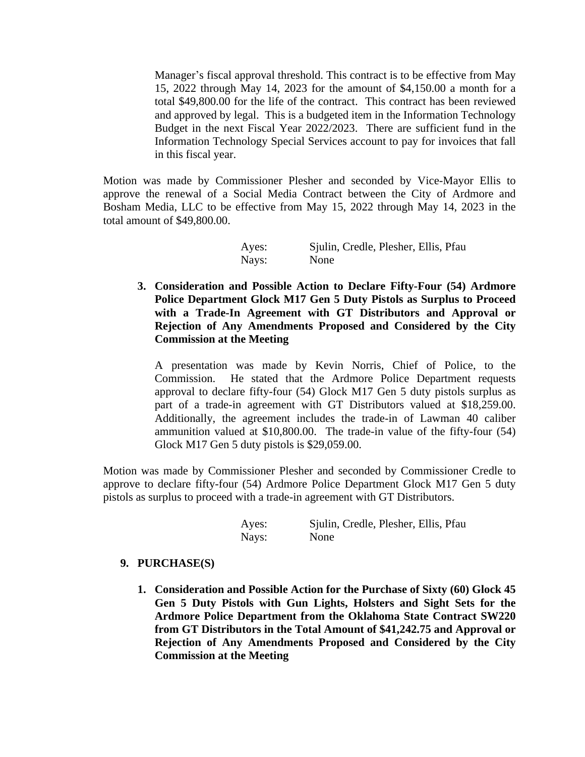Manager's fiscal approval threshold. This contract is to be effective from May 15, 2022 through May 14, 2023 for the amount of $4,150.00 a month for a total $49,800.00 for the life of the contract. This contract has been reviewed and approved by legal. This is a budgeted item in the Information Technology Budget in the next Fiscal Year 2022/2023. There are sufficient fund in the Information Technology Special Services account to pay for invoices that fall in this fiscal year.

Motion was made by Commissioner Plesher and seconded by Vice-Mayor Ellis to approve the renewal of a Social Media Contract between the City of Ardmore and Bosham Media, LLC to be effective from May 15, 2022 through May 14, 2023 in the total amount of $49,800.00.

Ayes: Sjulin, Credle, Plesher, Ellis, Pfau
Nays: None

**3. Consideration and Possible Action to Declare Fifty-Four (54) Ardmore Police Department Glock M17 Gen 5 Duty Pistols as Surplus to Proceed with a Trade-In Agreement with GT Distributors and Approval or Rejection of Any Amendments Proposed and Considered by the City Commission at the Meeting**

A presentation was made by Kevin Norris, Chief of Police, to the Commission. He stated that the Ardmore Police Department requests approval to declare fifty-four (54) Glock M17 Gen 5 duty pistols surplus as part of a trade-in agreement with GT Distributors valued at $18,259.00. Additionally, the agreement includes the trade-in of Lawman 40 caliber ammunition valued at $10,800.00. The trade-in value of the fifty-four (54) Glock M17 Gen 5 duty pistols is $29,059.00.

Motion was made by Commissioner Plesher and seconded by Commissioner Credle to approve to declare fifty-four (54) Ardmore Police Department Glock M17 Gen 5 duty pistols as surplus to proceed with a trade-in agreement with GT Distributors.

Ayes: Sjulin, Credle, Plesher, Ellis, Pfau
Nays: None

**9. PURCHASE(S)**

**1. Consideration and Possible Action for the Purchase of Sixty (60) Glock 45 Gen 5 Duty Pistols with Gun Lights, Holsters and Sight Sets for the Ardmore Police Department from the Oklahoma State Contract SW220 from GT Distributors in the Total Amount of $41,242.75 and Approval or Rejection of Any Amendments Proposed and Considered by the City Commission at the Meeting**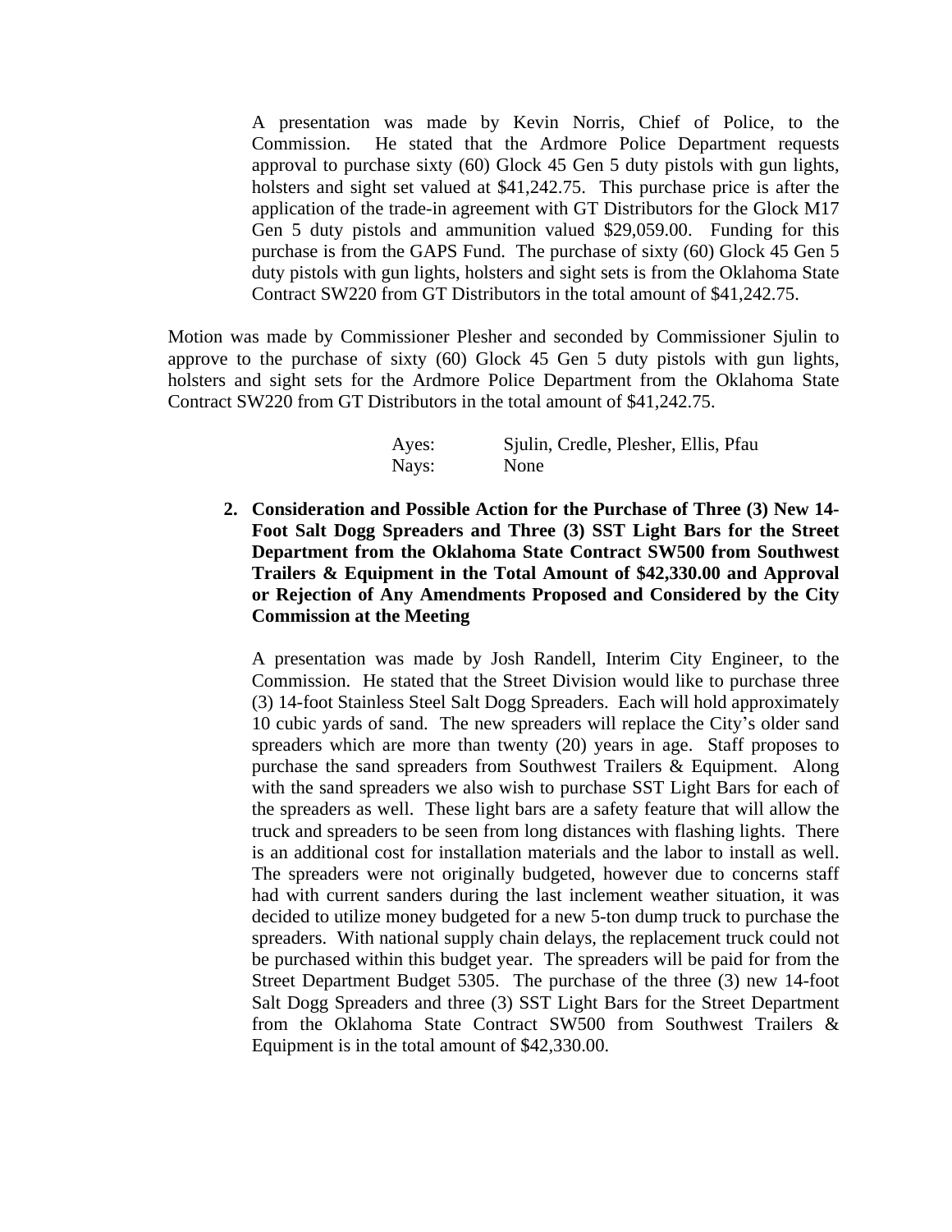A presentation was made by Kevin Norris, Chief of Police, to the Commission. He stated that the Ardmore Police Department requests approval to purchase sixty (60) Glock 45 Gen 5 duty pistols with gun lights, holsters and sight set valued at $41,242.75. This purchase price is after the application of the trade-in agreement with GT Distributors for the Glock M17 Gen 5 duty pistols and ammunition valued $29,059.00. Funding for this purchase is from the GAPS Fund. The purchase of sixty (60) Glock 45 Gen 5 duty pistols with gun lights, holsters and sight sets is from the Oklahoma State Contract SW220 from GT Distributors in the total amount of $41,242.75.

Motion was made by Commissioner Plesher and seconded by Commissioner Sjulin to approve to the purchase of sixty (60) Glock 45 Gen 5 duty pistols with gun lights, holsters and sight sets for the Ardmore Police Department from the Oklahoma State Contract SW220 from GT Distributors in the total amount of $41,242.75.

Ayes: Sjulin, Credle, Plesher, Ellis, Pfau
Nays: None

2. **Consideration and Possible Action for the Purchase of Three (3) New 14-Foot Salt Dogg Spreaders and Three (3) SST Light Bars for the Street Department from the Oklahoma State Contract SW500 from Southwest Trailers & Equipment in the Total Amount of $42,330.00 and Approval or Rejection of Any Amendments Proposed and Considered by the City Commission at the Meeting**

   A presentation was made by Josh Randell, Interim City Engineer, to the Commission. He stated that the Street Division would like to purchase three (3) 14-foot Stainless Steel Salt Dogg Spreaders. Each will hold approximately 10 cubic yards of sand. The new spreaders will replace the City's older sand spreaders which are more than twenty (20) years in age. Staff proposes to purchase the sand spreaders from Southwest Trailers & Equipment. Along with the sand spreaders we also wish to purchase SST Light Bars for each of the spreaders as well. These light bars are a safety feature that will allow the truck and spreaders to be seen from long distances with flashing lights. There is an additional cost for installation materials and the labor to install as well. The spreaders were not originally budgeted, however due to concerns staff had with current sanders during the last inclement weather situation, it was decided to utilize money budgeted for a new 5-ton dump truck to purchase the spreaders. With national supply chain delays, the replacement truck could not be purchased within this budget year. The spreaders will be paid for from the Street Department Budget 5305. The purchase of the three (3) new 14-foot Salt Dogg Spreaders and three (3) SST Light Bars for the Street Department from the Oklahoma State Contract SW500 from Southwest Trailers & Equipment is in the total amount of $42,330.00.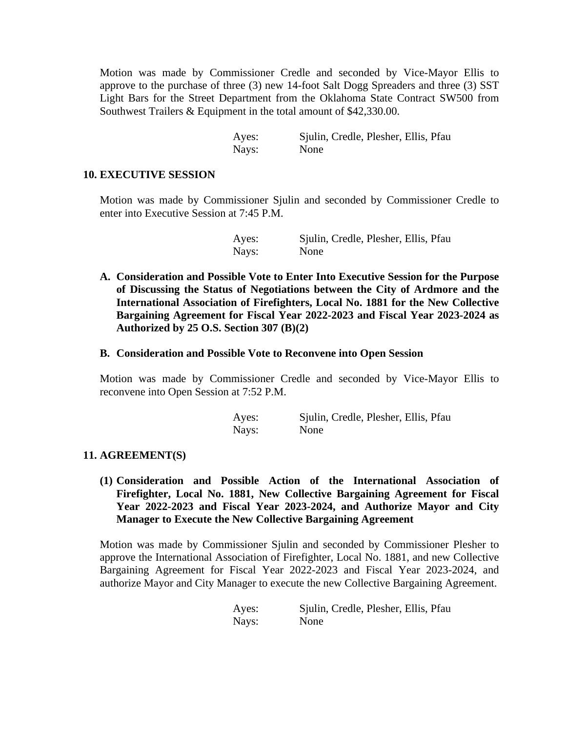Motion was made by Commissioner Credle and seconded by Vice-Mayor Ellis to approve to the purchase of three (3) new 14-foot Salt Dogg Spreaders and three (3) SST Light Bars for the Street Department from the Oklahoma State Contract SW500 from Southwest Trailers & Equipment in the total amount of $42,330.00.

Ayes: Sjulin, Credle, Plesher, Ellis, Pfau
Nays: None

**10. EXECUTIVE SESSION**

Motion was made by Commissioner Sjulin and seconded by Commissioner Credle to enter into Executive Session at 7:45 P.M.

Ayes: Sjulin, Credle, Plesher, Ellis, Pfau
Nays: None

**A. Consideration and Possible Vote to Enter Into Executive Session for the Purpose of Discussing the Status of Negotiations between the City of Ardmore and the International Association of Firefighters, Local No. 1881 for the New Collective Bargaining Agreement for Fiscal Year 2022-2023 and Fiscal Year 2023-2024 as Authorized by 25 O.S. Section 307 (B)(2)**

**B. Consideration and Possible Vote to Reconvene into Open Session**

Motion was made by Commissioner Credle and seconded by Vice-Mayor Ellis to reconvene into Open Session at 7:52 P.M.

Ayes: Sjulin, Credle, Plesher, Ellis, Pfau
Nays: None

**11. AGREEMENT(S)**

**(1) Consideration and Possible Action of the International Association of Firefighter, Local No. 1881, New Collective Bargaining Agreement for Fiscal Year 2022-2023 and Fiscal Year 2023-2024, and Authorize Mayor and City Manager to Execute the New Collective Bargaining Agreement**

Motion was made by Commissioner Sjulin and seconded by Commissioner Plesher to approve the International Association of Firefighter, Local No. 1881, and new Collective Bargaining Agreement for Fiscal Year 2022-2023 and Fiscal Year 2023-2024, and authorize Mayor and City Manager to execute the new Collective Bargaining Agreement.

Ayes: Sjulin, Credle, Plesher, Ellis, Pfau
Nays: None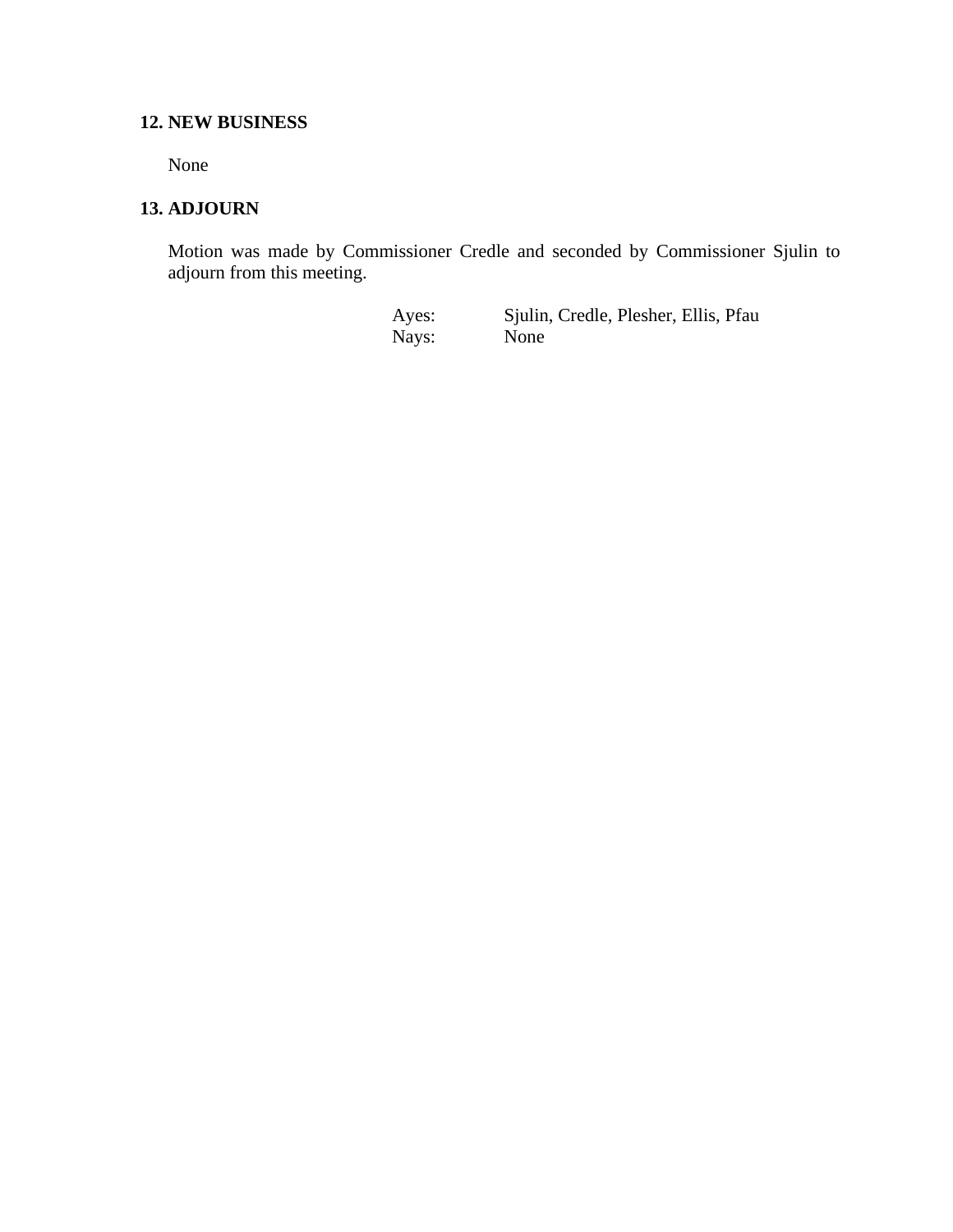**12. NEW BUSINESS**

None

**13. ADJOURN**

Motion was made by Commissioner Credle and seconded by Commissioner Sjulin to adjourn from this meeting.

| | |
|---|---|
| Ayes: | Sjulin, Credle, Plesher, Ellis, Pfau |
| Nays: | None |